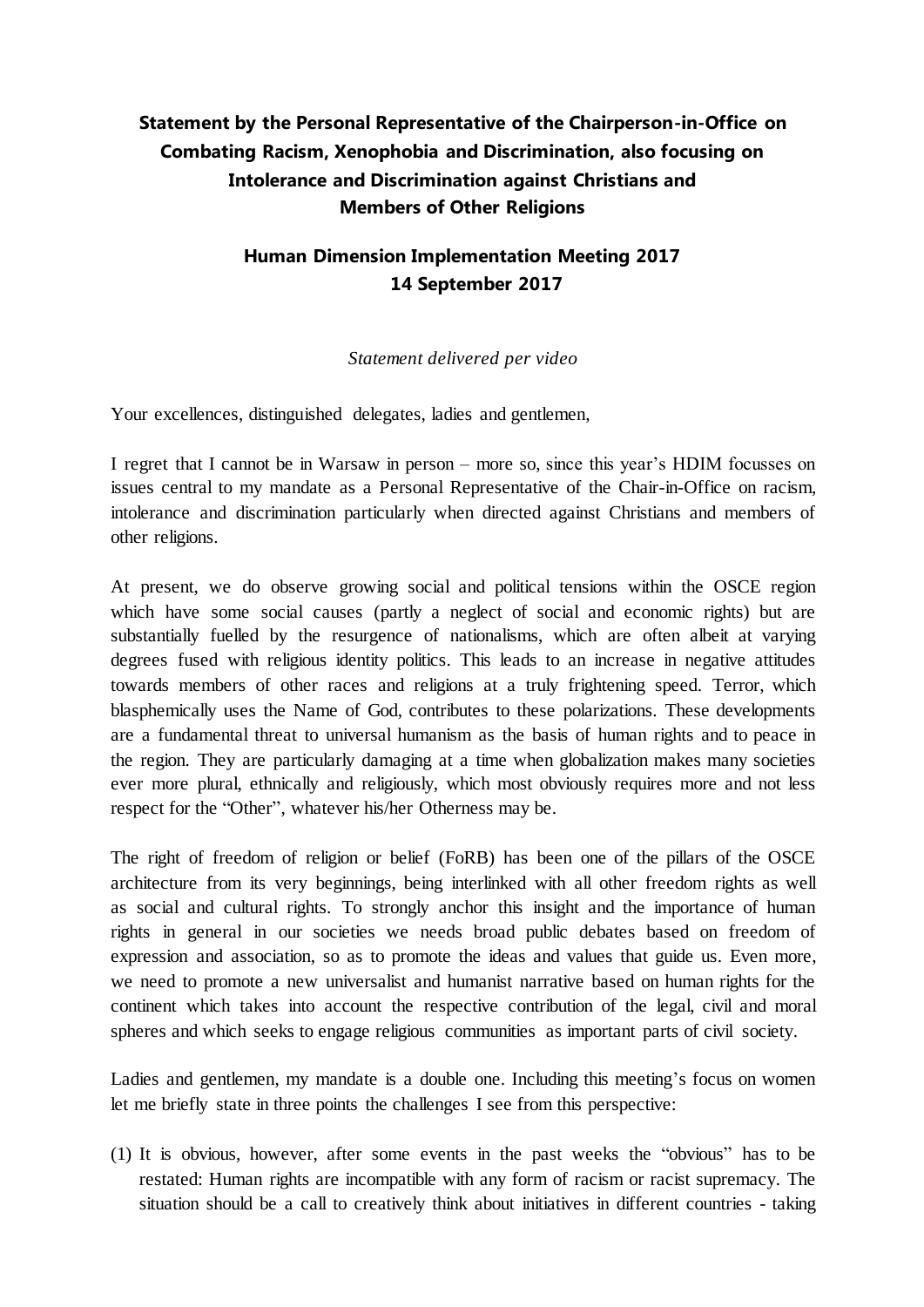# Statement by the Personal Representative of the Chairperson-in-Office on Combating Racism, Xenophobia and Discrimination, also focusing on Intolerance and Discrimination against Christians and Members of Other Religions

## Human Dimension Implementation Meeting 2017
## 14 September 2017

*Statement delivered per video*

Your excellences, distinguished delegates, ladies and gentlemen,

I regret that I cannot be in Warsaw in person – more so, since this year's HDIM focusses on issues central to my mandate as a Personal Representative of the Chair-in-Office on racism, intolerance and discrimination particularly when directed against Christians and members of other religions.

At present, we do observe growing social and political tensions within the OSCE region which have some social causes (partly a neglect of social and economic rights) but are substantially fuelled by the resurgence of nationalisms, which are often albeit at varying degrees fused with religious identity politics. This leads to an increase in negative attitudes towards members of other races and religions at a truly frightening speed. Terror, which blasphemically uses the Name of God, contributes to these polarizations. These developments are a fundamental threat to universal humanism as the basis of human rights and to peace in the region. They are particularly damaging at a time when globalization makes many societies ever more plural, ethnically and religiously, which most obviously requires more and not less respect for the "Other", whatever his/her Otherness may be.

The right of freedom of religion or belief (FoRB) has been one of the pillars of the OSCE architecture from its very beginnings, being interlinked with all other freedom rights as well as social and cultural rights. To strongly anchor this insight and the importance of human rights in general in our societies we needs broad public debates based on freedom of expression and association, so as to promote the ideas and values that guide us. Even more, we need to promote a new universalist and humanist narrative based on human rights for the continent which takes into account the respective contribution of the legal, civil and moral spheres and which seeks to engage religious communities as important parts of civil society.

Ladies and gentlemen, my mandate is a double one. Including this meeting's focus on women let me briefly state in three points the challenges I see from this perspective:

(1) It is obvious, however, after some events in the past weeks the "obvious" has to be restated: Human rights are incompatible with any form of racism or racist supremacy. The situation should be a call to creatively think about initiatives in different countries - taking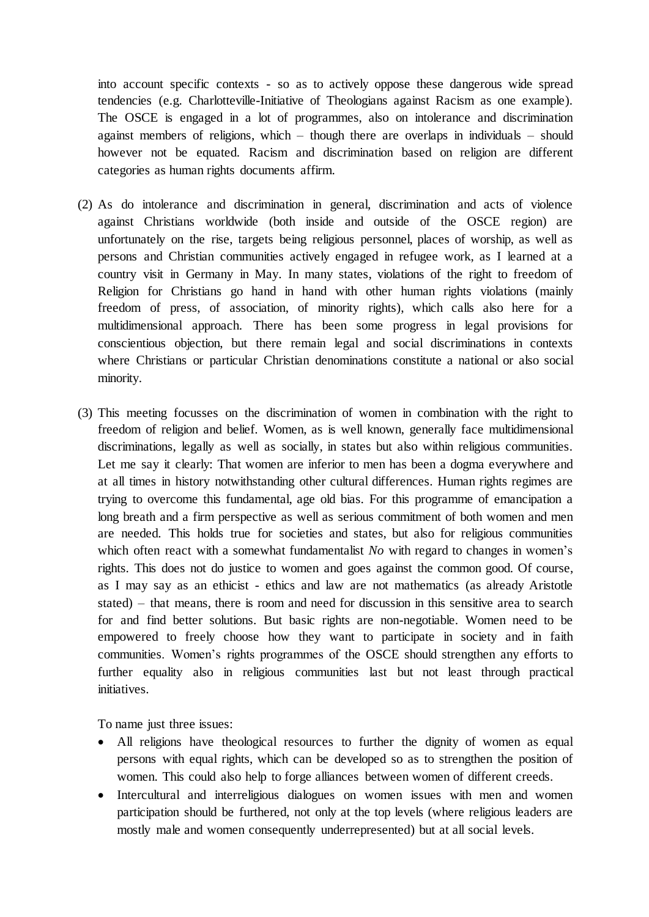into account specific contexts - so as to actively oppose these dangerous wide spread tendencies (e.g. Charlotteville-Initiative of Theologians against Racism as one example). The OSCE is engaged in a lot of programmes, also on intolerance and discrimination against members of religions, which – though there are overlaps in individuals – should however not be equated. Racism and discrimination based on religion are different categories as human rights documents affirm.

(2) As do intolerance and discrimination in general, discrimination and acts of violence against Christians worldwide (both inside and outside of the OSCE region) are unfortunately on the rise, targets being religious personnel, places of worship, as well as persons and Christian communities actively engaged in refugee work, as I learned at a country visit in Germany in May. In many states, violations of the right to freedom of Religion for Christians go hand in hand with other human rights violations (mainly freedom of press, of association, of minority rights), which calls also here for a multidimensional approach. There has been some progress in legal provisions for conscientious objection, but there remain legal and social discriminations in contexts where Christians or particular Christian denominations constitute a national or also social minority.

(3) This meeting focusses on the discrimination of women in combination with the right to freedom of religion and belief. Women, as is well known, generally face multidimensional discriminations, legally as well as socially, in states but also within religious communities. Let me say it clearly: That women are inferior to men has been a dogma everywhere and at all times in history notwithstanding other cultural differences. Human rights regimes are trying to overcome this fundamental, age old bias. For this programme of emancipation a long breath and a firm perspective as well as serious commitment of both women and men are needed. This holds true for societies and states, but also for religious communities which often react with a somewhat fundamentalist *No* with regard to changes in women's rights. This does not do justice to women and goes against the common good. Of course, as I may say as an ethicist - ethics and law are not mathematics (as already Aristotle stated) – that means, there is room and need for discussion in this sensitive area to search for and find better solutions. But basic rights are non-negotiable. Women need to be empowered to freely choose how they want to participate in society and in faith communities. Women's rights programmes of the OSCE should strengthen any efforts to further equality also in religious communities last but not least through practical initiatives.

To name just three issues:

- All religions have theological resources to further the dignity of women as equal persons with equal rights, which can be developed so as to strengthen the position of women. This could also help to forge alliances between women of different creeds.
- Intercultural and interreligious dialogues on women issues with men and women participation should be furthered, not only at the top levels (where religious leaders are mostly male and women consequently underrepresented) but at all social levels.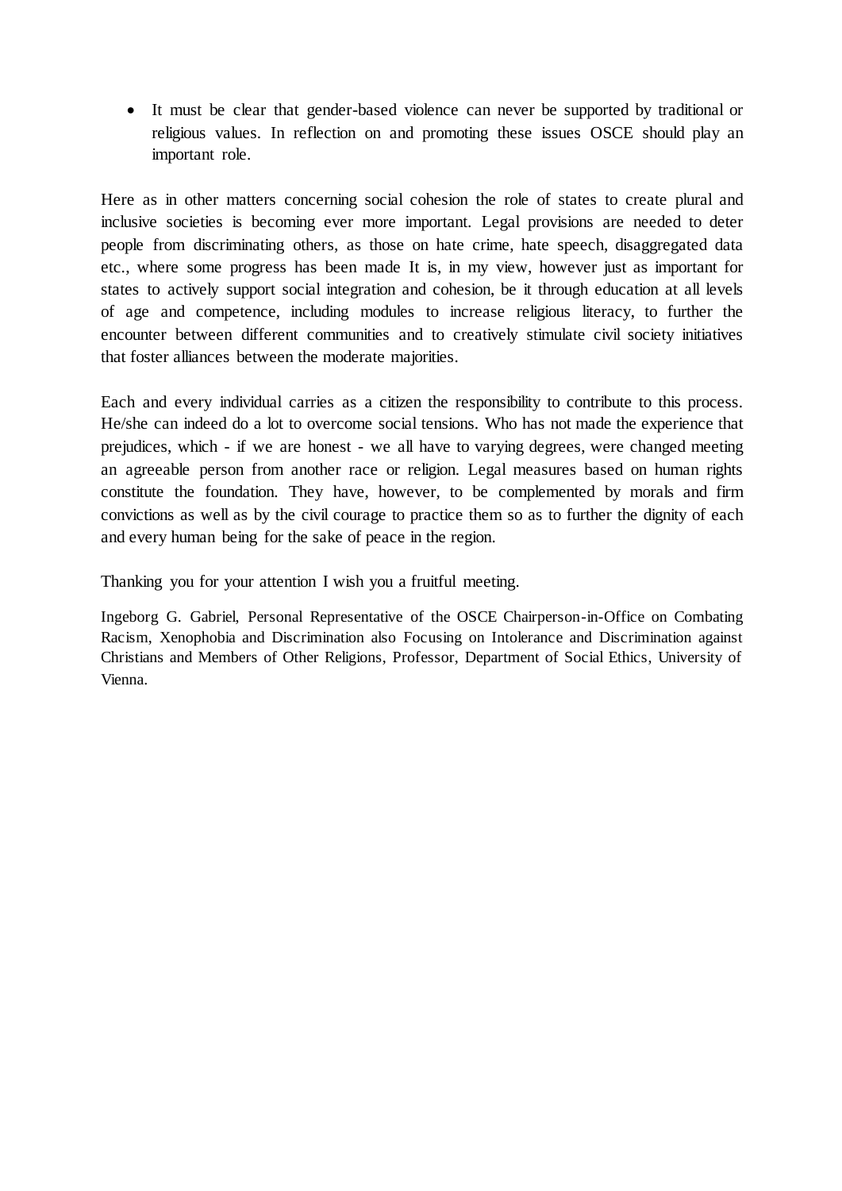- It must be clear that gender-based violence can never be supported by traditional or religious values. In reflection on and promoting these issues OSCE should play an important role.

Here as in other matters concerning social cohesion the role of states to create plural and inclusive societies is becoming ever more important. Legal provisions are needed to deter people from discriminating others, as those on hate crime, hate speech, disaggregated data etc., where some progress has been made It is, in my view, however just as important for states to actively support social integration and cohesion, be it through education at all levels of age and competence, including modules to increase religious literacy, to further the encounter between different communities and to creatively stimulate civil society initiatives that foster alliances between the moderate majorities.

Each and every individual carries as a citizen the responsibility to contribute to this process. He/she can indeed do a lot to overcome social tensions. Who has not made the experience that prejudices, which - if we are honest - we all have to varying degrees, were changed meeting an agreeable person from another race or religion. Legal measures based on human rights constitute the foundation. They have, however, to be complemented by morals and firm convictions as well as by the civil courage to practice them so as to further the dignity of each and every human being for the sake of peace in the region.

Thanking you for your attention I wish you a fruitful meeting.

Ingeborg G. Gabriel, Personal Representative of the OSCE Chairperson-in-Office on Combating Racism, Xenophobia and Discrimination also Focusing on Intolerance and Discrimination against Christians and Members of Other Religions, Professor, Department of Social Ethics, University of Vienna.